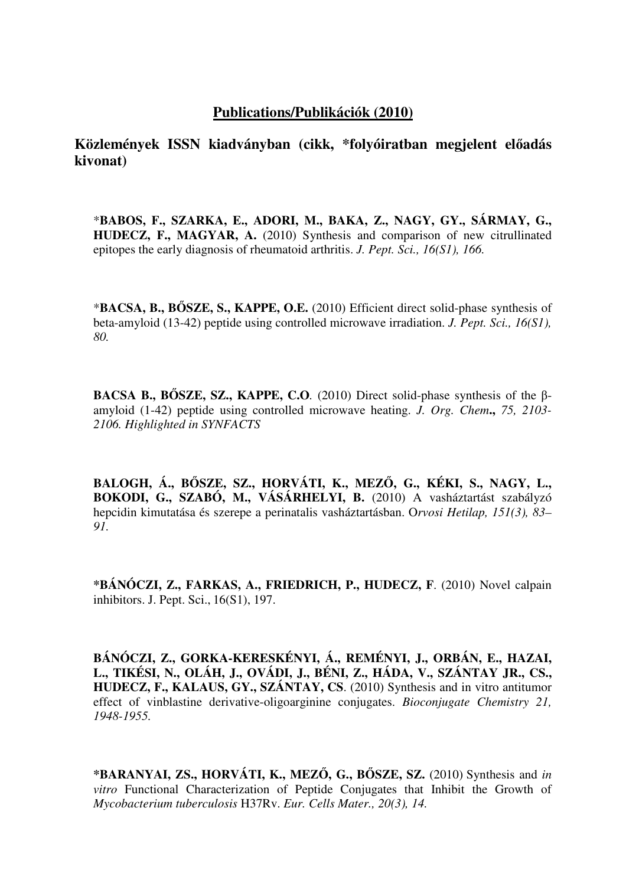## Publications/Publikációk (2010)

### Közlemények ISSN kiadványban (cikk, *folyóiratban megjelent előadás kivonat)

*__BABOS, F., SZARKA, E., ADORI, M., BAKA, Z., NAGY, GY., SÁRMAY, G., HUDECZ, F., MAGYAR, A.__ (2010) Synthesis and comparison of new citrullinated epitopes the early diagnosis of rheumatoid arthritis. *J. Pept. Sci., 16(S1), 166.*

*__BACSA, B., BŐSZE, S., KAPPE, O.E.__ (2010) Efficient direct solid-phase synthesis of beta-amyloid (13-42) peptide using controlled microwave irradiation. *J. Pept. Sci., 16(S1), 80.*

**BACSA B., BŐSZE, SZ., KAPPE, C.O**. (2010) Direct solid-phase synthesis of the β-amyloid (1-42) peptide using controlled microwave heating. *J. Org. Chem*., *75, 2103-2106. Highlighted in SYNFACTS*

**BALOGH, Á., BŐSZE, SZ., HORVÁTI, K., MEZŐ, G., KÉKI, S., NAGY, L., BOKODI, G., SZABÓ, M., VÁSÁRHELYI, B.** (2010) A vasháztartást szabályzó hepcidin kimutatása és szerepe a perinatalis vasháztartásban. O*rvosi Hetilap, 151(3), 83–91.*

***BÁNÓCZI, Z., FARKAS, A., FRIEDRICH, P., HUDECZ, F**. (2010) Novel calpain inhibitors. J. Pept. Sci., 16(S1), 197.

**BÁNÓCZI, Z., GORKA-KERESKÉNYI, Á., REMÉNYI, J., ORBÁN, E., HAZAI, L., TIKÉSI, N., OLÁH, J., OVÁDI, J., BÉNI, Z., HÁDA, V., SZÁNTAY JR., CS., HUDECZ, F., KALAUS, GY., SZÁNTAY, CS**. (2010) Synthesis and in vitro antitumor effect of vinblastine derivative-oligoarginine conjugates. *Bioconjugate Chemistry 21, 1948-1955.*

***BARANYAI, ZS., HORVÁTI, K., MEZŐ, G., BŐSZE, SZ.** (2010) Synthesis and *in vitro* Functional Characterization of Peptide Conjugates that Inhibit the Growth of *Mycobacterium tuberculosis* H37Rv. *Eur. Cells Mater., 20(3), 14.*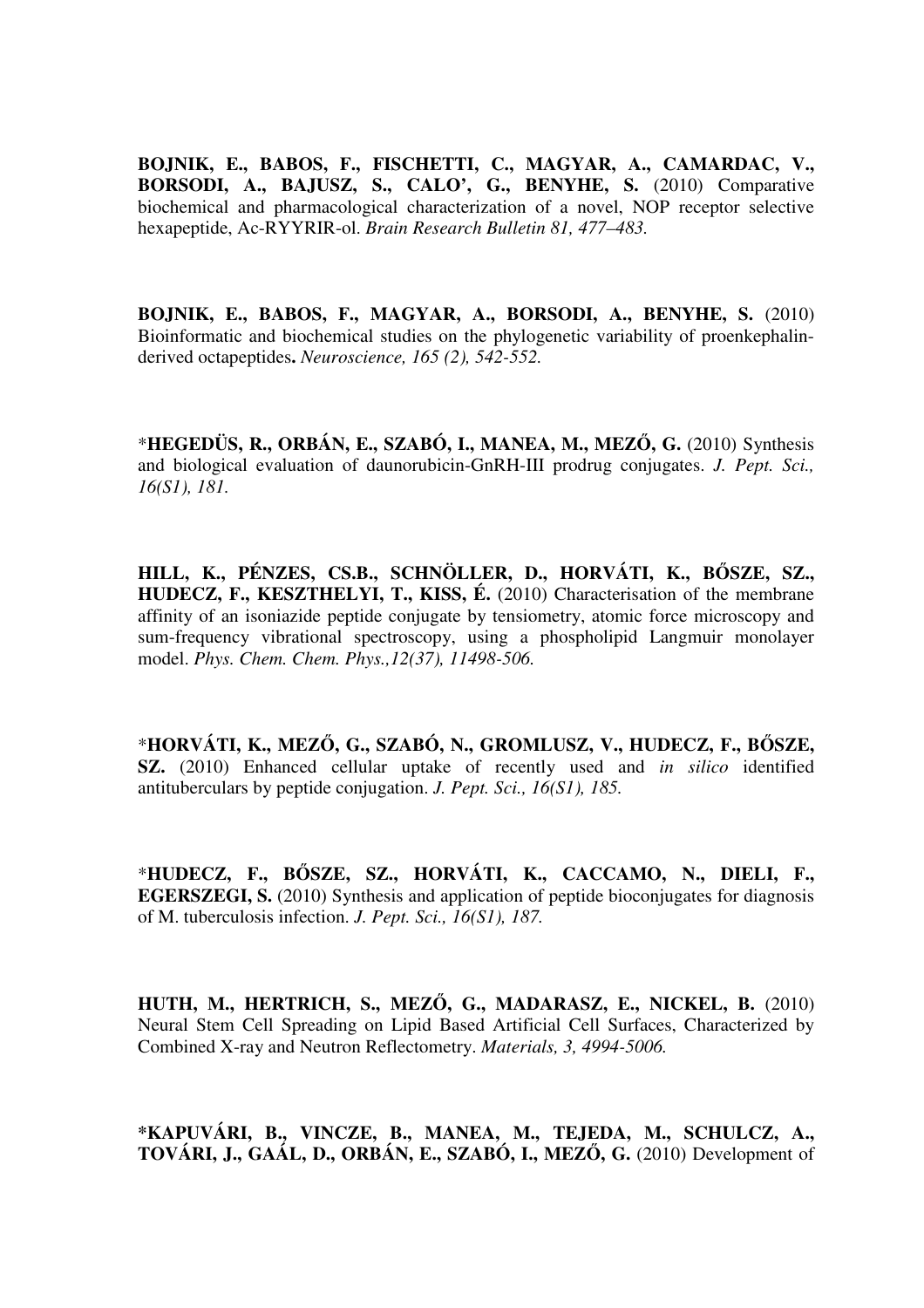**BOJNIK, E., BABOS, F., FISCHETTI, C., MAGYAR, A., CAMARDAC, V., BORSODI, A., BAJUSZ, S., CALO', G., BENYHE, S.** (2010) Comparative biochemical and pharmacological characterization of a novel, NOP receptor selective hexapeptide, Ac-RYYRIR-ol. *Brain Research Bulletin 81, 477–483.*

**BOJNIK, E., BABOS, F., MAGYAR, A., BORSODI, A., BENYHE, S.** (2010) Bioinformatic and biochemical studies on the phylogenetic variability of proenkephalin-derived octapeptides**.** *Neuroscience, 165 (2), 542-552.*

*__HEGEDÜS, R., ORBÁN, E., SZABÓ, I., MANEA, M., MEZŐ, G.__ (2010) Synthesis and biological evaluation of daunorubicin-GnRH-III prodrug conjugates. *J. Pept. Sci., 16(S1), 181.*

**HILL, K., PÉNZES, CS.B., SCHNÖLLER, D., HORVÁTI, K., BŐSZE, SZ., HUDECZ, F., KESZTHELYI, T., KISS, É.** (2010) Characterisation of the membrane affinity of an isoniazide peptide conjugate by tensiometry, atomic force microscopy and sum-frequency vibrational spectroscopy, using a phospholipid Langmuir monolayer model. *Phys. Chem. Chem. Phys.,12(37), 11498-506.*

*__HORVÁTI, K., MEZŐ, G., SZABÓ, N., GROMLUSZ, V., HUDECZ, F., BŐSZE, SZ.__ (2010) Enhanced cellular uptake of recently used and *in silico* identified antituberculars by peptide conjugation. *J. Pept. Sci., 16(S1), 185.*

*__HUDECZ, F., BŐSZE, SZ., HORVÁTI, K., CACCAMO, N., DIELI, F., EGERSZEGI, S.__ (2010) Synthesis and application of peptide bioconjugates for diagnosis of M. tuberculosis infection. *J. Pept. Sci., 16(S1), 187.*

**HUTH, M., HERTRICH, S., MEZŐ, G., MADARASZ, E., NICKEL, B.** (2010) Neural Stem Cell Spreading on Lipid Based Artificial Cell Surfaces, Characterized by Combined X-ray and Neutron Reflectometry. *Materials, 3, 4994-5006.*

**\*KAPUVÁRI, B., VINCZE, B., MANEA, M., TEJEDA, M., SCHULCZ, A., TOVÁRI, J., GAÁL, D., ORBÁN, E., SZABÓ, I., MEZŐ, G.** (2010) Development of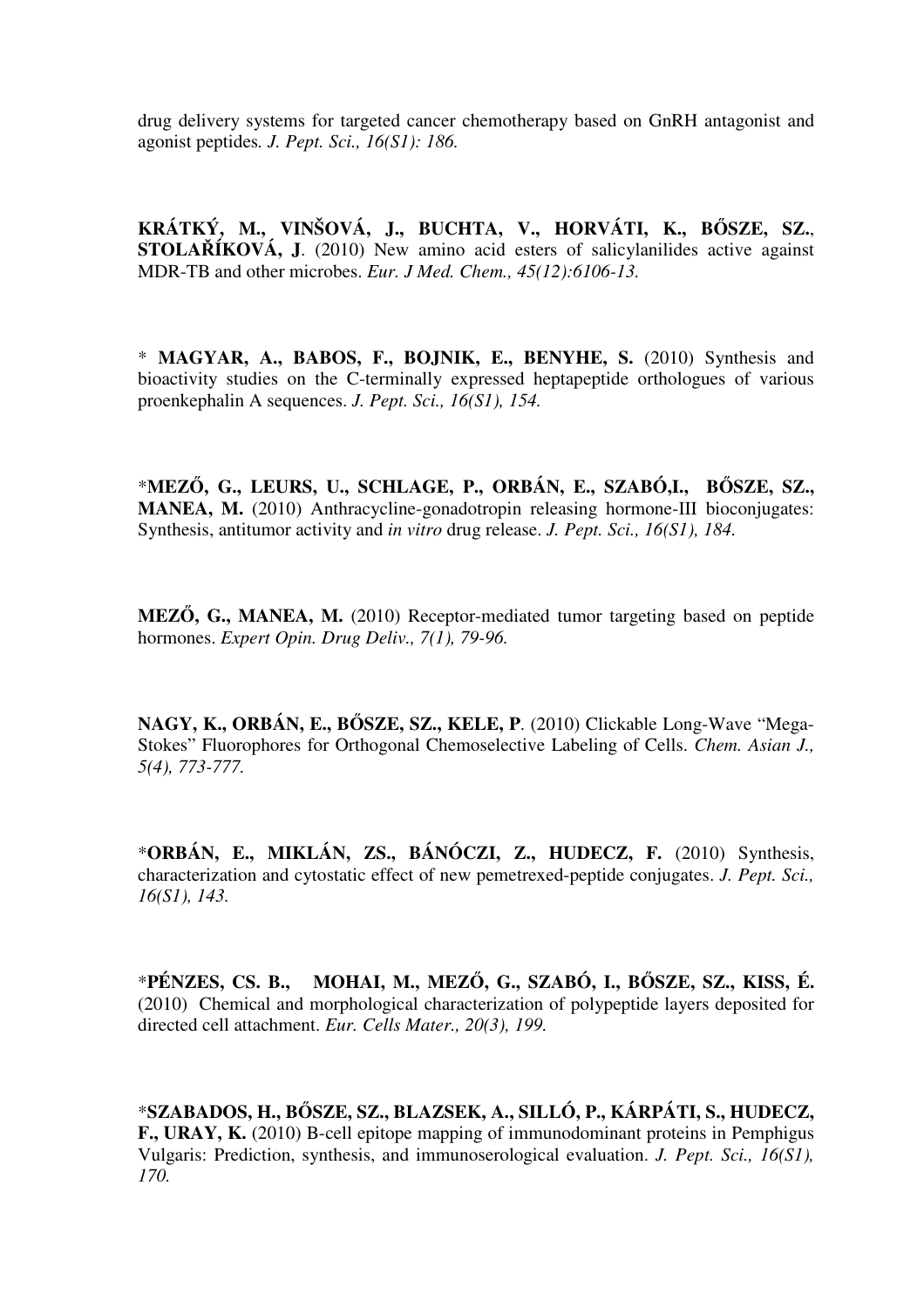drug delivery systems for targeted cancer chemotherapy based on GnRH antagonist and agonist peptides. *J. Pept. Sci., 16(S1): 186.*

**KRÁTKÝ, M., VINŠOVÁ, J., BUCHTA, V., HORVÁTI, K., BŐSZE, SZ., STOLAŘÍKOVÁ, J**. (2010) New amino acid esters of salicylanilides active against MDR-TB and other microbes. *Eur. J Med. Chem., 45(12):6106-13.*

* **MAGYAR, A., BABOS, F., BOJNIK, E., BENYHE, S.** (2010) Synthesis and bioactivity studies on the C-terminally expressed heptapeptide orthologues of various proenkephalin A sequences. *J. Pept. Sci., 16(S1), 154.*

***MEZŐ, G., LEURS, U., SCHLAGE, P., ORBÁN, E., SZABÓ,I., BŐSZE, SZ., MANEA, M.** (2010) Anthracycline-gonadotropin releasing hormone-III bioconjugates: Synthesis, antitumor activity and *in vitro* drug release. *J. Pept. Sci., 16(S1), 184.*

**MEZŐ, G., MANEA, M.** (2010) Receptor-mediated tumor targeting based on peptide hormones. *Expert Opin. Drug Deliv., 7(1), 79-96.*

**NAGY, K., ORBÁN, E., BŐSZE, SZ., KELE, P**. (2010) Clickable Long-Wave "Mega-Stokes" Fluorophores for Orthogonal Chemoselective Labeling of Cells. *Chem. Asian J., 5(4), 773-777.*

***ORBÁN, E., MIKLÁN, ZS., BÁNÓCZI, Z., HUDECZ, F.** (2010) Synthesis, characterization and cytostatic effect of new pemetrexed-peptide conjugates. *J. Pept. Sci., 16(S1), 143.*

***PÉNZES, CS. B., MOHAI, M., MEZŐ, G., SZABÓ, I., BŐSZE, SZ., KISS, É.** (2010) Chemical and morphological characterization of polypeptide layers deposited for directed cell attachment. *Eur. Cells Mater., 20(3), 199.*

***SZABADOS, H., BŐSZE, SZ., BLAZSEK, A., SILLÓ, P., KÁRPÁTI, S., HUDECZ, F., URAY, K.** (2010) B-cell epitope mapping of immunodominant proteins in Pemphigus Vulgaris: Prediction, synthesis, and immunoserological evaluation. *J. Pept. Sci., 16(S1), 170.*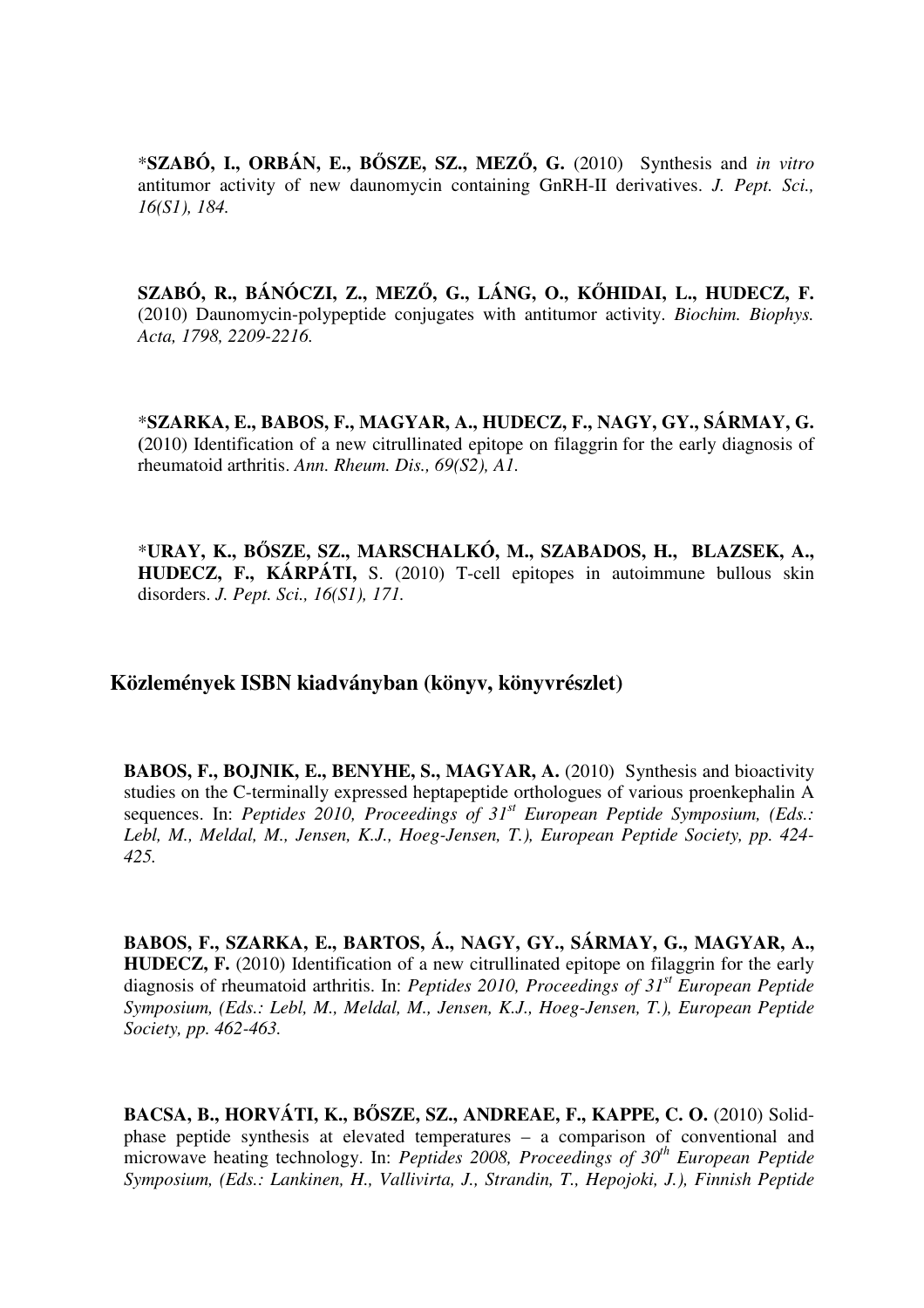*__SZABÓ, I., ORBÁN, E., BŐSZE, SZ., MEZŐ, G.__ (2010) Synthesis and *in vitro* antitumor activity of new daunomycin containing GnRH-II derivatives. *J. Pept. Sci., 16(S1), 184.*

**SZABÓ, R., BÁNÓCZI, Z., MEZŐ, G., LÁNG, O., KŐHIDAI, L., HUDECZ, F.** (2010) Daunomycin-polypeptide conjugates with antitumor activity. *Biochim. Biophys. Acta, 1798, 2209-2216.*

*__SZARKA, E., BABOS, F., MAGYAR, A., HUDECZ, F., NAGY, GY., SÁRMAY, G.__ (2010) Identification of a new citrullinated epitope on filaggrin for the early diagnosis of rheumatoid arthritis. *Ann. Rheum. Dis., 69(S2), A1.*

*__URAY, K., BŐSZE, SZ., MARSCHALKÓ, M., SZABADOS, H., BLAZSEK, A., HUDECZ, F., KÁRPÁTI,__ S. (2010) T-cell epitopes in autoimmune bullous skin disorders. *J. Pept. Sci., 16(S1), 171.*

## Közlemények ISBN kiadványban (könyv, könyvrészlet)

**BABOS, F., BOJNIK, E., BENYHE, S., MAGYAR, A.** (2010) Synthesis and bioactivity studies on the C-terminally expressed heptapeptide orthologues of various proenkephalin A sequences. In: *Peptides 2010, Proceedings of 31[st] European Peptide Symposium, (Eds.: Lebl, M., Meldal, M., Jensen, K.J., Hoeg-Jensen, T.), European Peptide Society, pp. 424-425.*

**BABOS, F., SZARKA, E., BARTOS, Á., NAGY, GY., SÁRMAY, G., MAGYAR, A., HUDECZ, F.** (2010) Identification of a new citrullinated epitope on filaggrin for the early diagnosis of rheumatoid arthritis. In: *Peptides 2010, Proceedings of 31[st] European Peptide Symposium, (Eds.: Lebl, M., Meldal, M., Jensen, K.J., Hoeg-Jensen, T.), European Peptide Society, pp. 462-463.*

**BACSA, B., HORVÁTI, K., BŐSZE, SZ., ANDREAE, F., KAPPE, C. O.** (2010) Solid-phase peptide synthesis at elevated temperatures – a comparison of conventional and microwave heating technology. In: *Peptides 2008, Proceedings of 30[th] European Peptide Symposium, (Eds.: Lankinen, H., Vallivirta, J., Strandin, T., Hepojoki, J.), Finnish Peptide*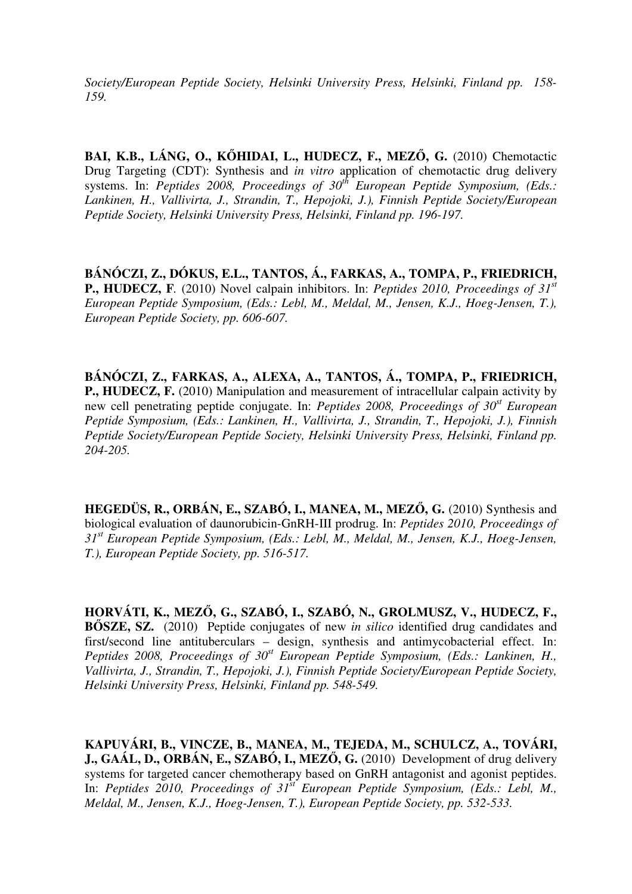*Society/European Peptide Society, Helsinki University Press, Helsinki, Finland pp. 158-159.*

**BAI, K.B., LÁNG, O., KŐHIDAI, L., HUDECZ, F., MEZŐ, G.** (2010) Chemotactic Drug Targeting (CDT): Synthesis and *in vitro* application of chemotactic drug delivery systems. In: *Peptides 2008, Proceedings of 30$^{th}$ European Peptide Symposium, (Eds.: Lankinen, H., Vallivirta, J., Strandin, T., Hepojoki, J.), Finnish Peptide Society/European Peptide Society, Helsinki University Press, Helsinki, Finland pp. 196-197.*

**BÁNÓCZI, Z., DÓKUS, E.L., TANTOS, Á., FARKAS, A., TOMPA, P., FRIEDRICH, P., HUDECZ, F**. (2010) Novel calpain inhibitors. In: *Peptides 2010, Proceedings of 31$^{st}$ European Peptide Symposium, (Eds.: Lebl, M., Meldal, M., Jensen, K.J., Hoeg-Jensen, T.), European Peptide Society, pp. 606-607.*

**BÁNÓCZI, Z., FARKAS, A., ALEXA, A., TANTOS, Á., TOMPA, P., FRIEDRICH, P., HUDECZ, F.** (2010) Manipulation and measurement of intracellular calpain activity by new cell penetrating peptide conjugate. In: *Peptides 2008, Proceedings of 30$^{st}$ European Peptide Symposium, (Eds.: Lankinen, H., Vallivirta, J., Strandin, T., Hepojoki, J.), Finnish Peptide Society/European Peptide Society, Helsinki University Press, Helsinki, Finland pp. 204-205.*

**HEGEDÜS, R., ORBÁN, E., SZABÓ, I., MANEA, M., MEZŐ, G.** (2010) Synthesis and biological evaluation of daunorubicin-GnRH-III prodrug. In: *Peptides 2010, Proceedings of 31$^{st}$ European Peptide Symposium, (Eds.: Lebl, M., Meldal, M., Jensen, K.J., Hoeg-Jensen, T.), European Peptide Society, pp. 516-517.*

**HORVÁTI, K., MEZŐ, G., SZABÓ, I., SZABÓ, N., GROLMUSZ, V., HUDECZ, F., BŐSZE, SZ.** (2010) Peptide conjugates of new *in silico* identified drug candidates and first/second line antituberculars – design, synthesis and antimycobacterial effect. In: *Peptides 2008, Proceedings of 30$^{st}$ European Peptide Symposium, (Eds.: Lankinen, H., Vallivirta, J., Strandin, T., Hepojoki, J.), Finnish Peptide Society/European Peptide Society, Helsinki University Press, Helsinki, Finland pp. 548-549.*

**KAPUVÁRI, B., VINCZE, B., MANEA, M., TEJEDA, M., SCHULCZ, A., TOVÁRI, J., GAÁL, D., ORBÁN, E., SZABÓ, I., MEZŐ, G.** (2010) Development of drug delivery systems for targeted cancer chemotherapy based on GnRH antagonist and agonist peptides. In: *Peptides 2010, Proceedings of 31$^{st}$ European Peptide Symposium, (Eds.: Lebl, M., Meldal, M., Jensen, K.J., Hoeg-Jensen, T.), European Peptide Society, pp. 532-533.*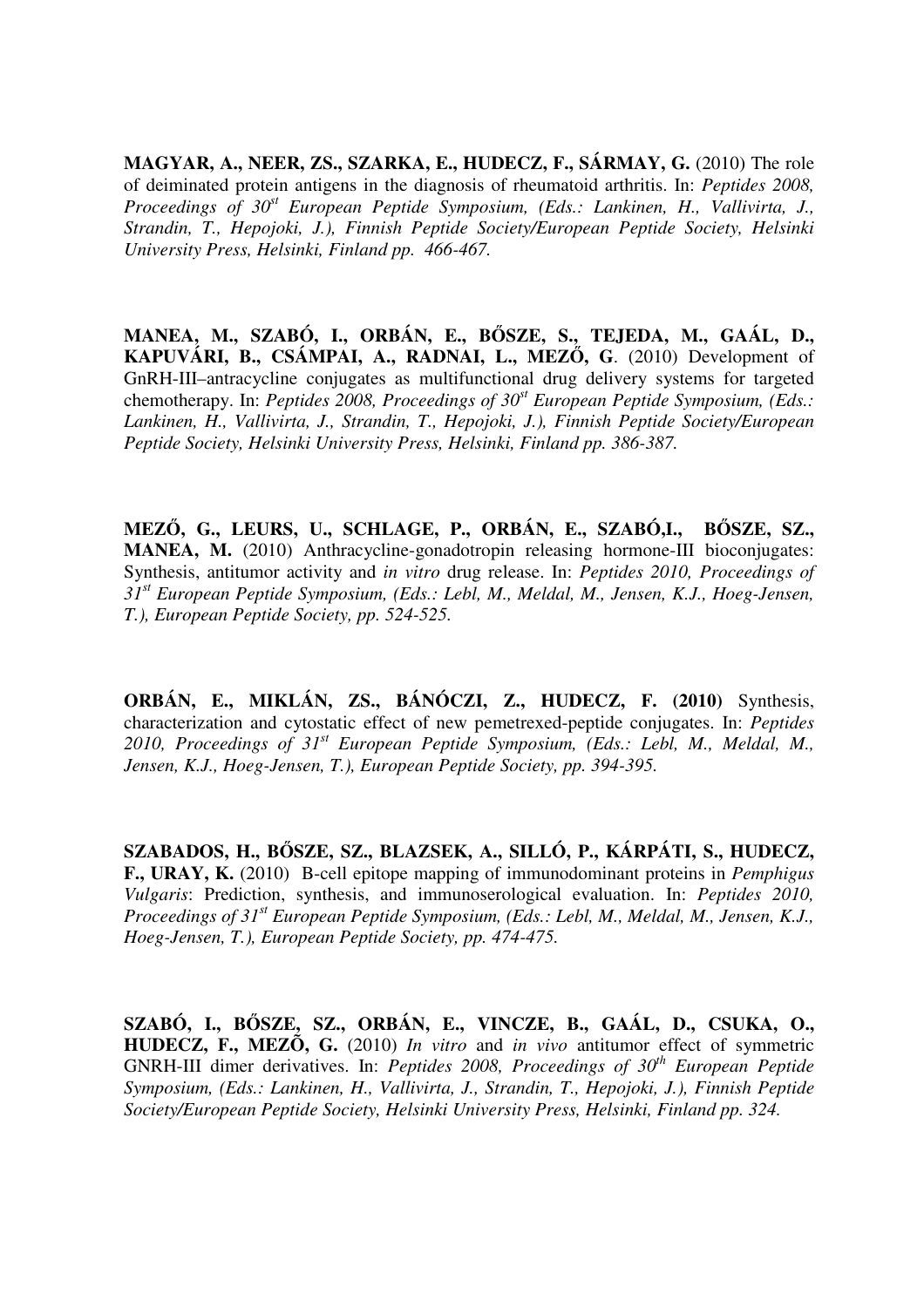**MAGYAR, A., NEER, ZS., SZARKA, E., HUDECZ, F., SÁRMAY, G.** (2010) The role of deiminated protein antigens in the diagnosis of rheumatoid arthritis. In: *Peptides 2008, Proceedings of 30st European Peptide Symposium, (Eds.: Lankinen, H., Vallivirta, J., Strandin, T., Hepojoki, J.), Finnish Peptide Society/European Peptide Society, Helsinki University Press, Helsinki, Finland pp. 466-467.*

**MANEA, M., SZABÓ, I., ORBÁN, E., BŐSZE, S., TEJEDA, M., GAÁL, D., KAPUVÁRI, B., CSÁMPAI, A., RADNAI, L., MEZŐ, G**. (2010) Development of GnRH-III–antracycline conjugates as multifunctional drug delivery systems for targeted chemotherapy. In: *Peptides 2008, Proceedings of 30st European Peptide Symposium, (Eds.: Lankinen, H., Vallivirta, J., Strandin, T., Hepojoki, J.), Finnish Peptide Society/European Peptide Society, Helsinki University Press, Helsinki, Finland pp. 386-387.*

**MEZŐ, G., LEURS, U., SCHLAGE, P., ORBÁN, E., SZABÓ,I., BŐSZE, SZ., MANEA, M.** (2010) Anthracycline-gonadotropin releasing hormone-III bioconjugates: Synthesis, antitumor activity and *in vitro* drug release. In: *Peptides 2010, Proceedings of 31st European Peptide Symposium, (Eds.: Lebl, M., Meldal, M., Jensen, K.J., Hoeg-Jensen, T.), European Peptide Society, pp. 524-525.*

**ORBÁN, E., MIKLÁN, ZS., BÁNÓCZI, Z., HUDECZ, F. (2010)** Synthesis, characterization and cytostatic effect of new pemetrexed-peptide conjugates. In: *Peptides 2010, Proceedings of 31st European Peptide Symposium, (Eds.: Lebl, M., Meldal, M., Jensen, K.J., Hoeg-Jensen, T.), European Peptide Society, pp. 394-395.*

**SZABADOS, H., BŐSZE, SZ., BLAZSEK, A., SILLÓ, P., KÁRPÁTI, S., HUDECZ, F., URAY, K.** (2010) B-cell epitope mapping of immunodominant proteins in *Pemphigus Vulgaris*: Prediction, synthesis, and immunoserological evaluation. In: *Peptides 2010, Proceedings of 31st European Peptide Symposium, (Eds.: Lebl, M., Meldal, M., Jensen, K.J., Hoeg-Jensen, T.), European Peptide Society, pp. 474-475.*

**SZABÓ, I., BŐSZE, SZ., ORBÁN, E., VINCZE, B., GAÁL, D., CSUKA, O., HUDECZ, F., MEZÕ, G.** (2010) *In vitro* and *in vivo* antitumor effect of symmetric GNRH-III dimer derivatives. In: *Peptides 2008, Proceedings of 30th European Peptide Symposium, (Eds.: Lankinen, H., Vallivirta, J., Strandin, T., Hepojoki, J.), Finnish Peptide Society/European Peptide Society, Helsinki University Press, Helsinki, Finland pp. 324.*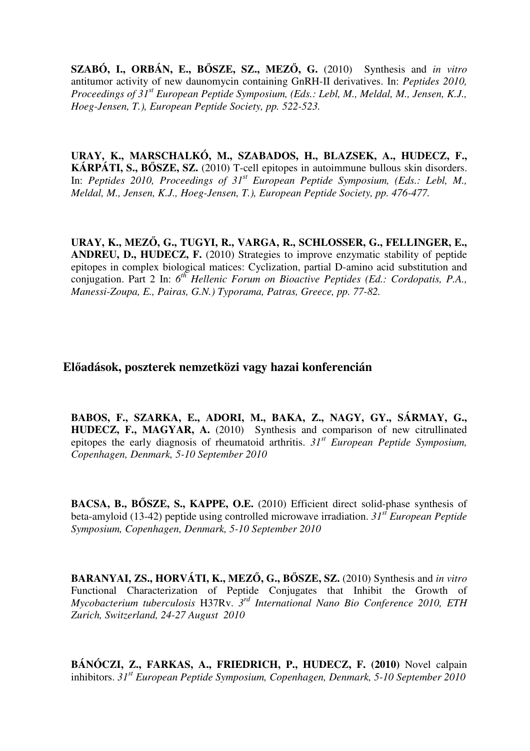**SZABÓ, I., ORBÁN, E., BŐSZE, SZ., MEZŐ, G.** (2010) Synthesis and *in vitro* antitumor activity of new daunomycin containing GnRH-II derivatives. In: *Peptides 2010, Proceedings of 31[st] European Peptide Symposium, (Eds.: Lebl, M., Meldal, M., Jensen, K.J., Hoeg-Jensen, T.), European Peptide Society, pp. 522-523.*

**URAY, K., MARSCHALKÓ, M., SZABADOS, H., BLAZSEK, A., HUDECZ, F., KÁRPÁTI, S., BŐSZE, SZ.** (2010) T-cell epitopes in autoimmune bullous skin disorders. In: *Peptides 2010, Proceedings of 31[st] European Peptide Symposium, (Eds.: Lebl, M., Meldal, M., Jensen, K.J., Hoeg-Jensen, T.), European Peptide Society, pp. 476-477.*

**URAY, K., MEZŐ, G., TUGYI, R., VARGA, R., SCHLOSSER, G., FELLINGER, E., ANDREU, D., HUDECZ, F.** (2010) Strategies to improve enzymatic stability of peptide epitopes in complex biological matices: Cyclization, partial D-amino acid substitution and conjugation. Part 2 In: *6[th] Hellenic Forum on Bioactive Peptides (Ed.: Cordopatis, P.A., Manessi-Zoupa, E., Pairas, G.N.) Typorama, Patras, Greece, pp. 77-82.*

## Előadások, poszterek nemzetközi vagy hazai konferencián

**BABOS, F., SZARKA, E., ADORI, M., BAKA, Z., NAGY, GY., SÁRMAY, G., HUDECZ, F., MAGYAR, A.** (2010) Synthesis and comparison of new citrullinated epitopes the early diagnosis of rheumatoid arthritis. *31[st] European Peptide Symposium, Copenhagen, Denmark, 5-10 September 2010*

**BACSA, B., BŐSZE, S., KAPPE, O.E.** (2010) Efficient direct solid-phase synthesis of beta-amyloid (13-42) peptide using controlled microwave irradiation. *31[st] European Peptide Symposium, Copenhagen, Denmark, 5-10 September 2010*

**BARANYAI, ZS., HORVÁTI, K., MEZŐ, G., BŐSZE, SZ.** (2010) Synthesis and *in vitro* Functional Characterization of Peptide Conjugates that Inhibit the Growth of *Mycobacterium tuberculosis* H37Rv. *3[rd] International Nano Bio Conference 2010, ETH Zurich, Switzerland, 24-27 August 2010*

**BÁNÓCZI, Z., FARKAS, A., FRIEDRICH, P., HUDECZ, F. (2010)** Novel calpain inhibitors. *31[st] European Peptide Symposium, Copenhagen, Denmark, 5-10 September 2010*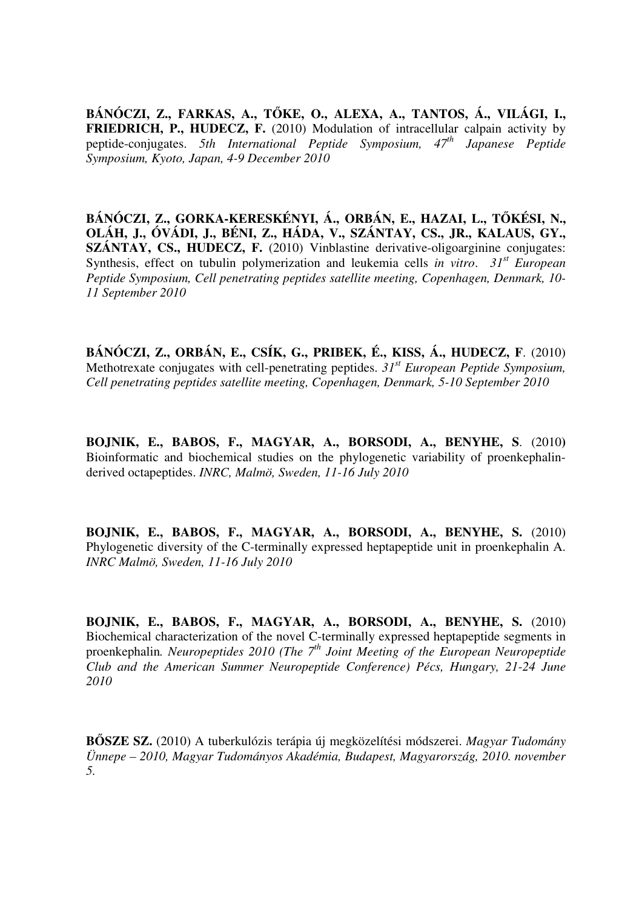**BÁNÓCZI, Z., FARKAS, A., TŐKE, O., ALEXA, A., TANTOS, Á., VILÁGI, I., FRIEDRICH, P., HUDECZ, F.** (2010) Modulation of intracellular calpain activity by peptide-conjugates. *5th International Peptide Symposium, 47th Japanese Peptide Symposium, Kyoto, Japan, 4-9 December 2010*

**BÁNÓCZI, Z., GORKA-KERESKÉNYI, Á., ORBÁN, E., HAZAI, L., TŐKÉSI, N., OLÁH, J., ÓVÁDI, J., BÉNI, Z., HÁDA, V., SZÁNTAY, CS., JR., KALAUS, GY., SZÁNTAY, CS., HUDECZ, F.** (2010) Vinblastine derivative-oligoarginine conjugates: Synthesis, effect on tubulin polymerization and leukemia cells *in vitro*. *31st European Peptide Symposium, Cell penetrating peptides satellite meeting, Copenhagen, Denmark, 10-11 September 2010*

**BÁNÓCZI, Z., ORBÁN, E., CSÍK, G., PRIBEK, É., KISS, Á., HUDECZ, F**. (2010) Methotrexate conjugates with cell-penetrating peptides. *31st European Peptide Symposium, Cell penetrating peptides satellite meeting, Copenhagen, Denmark, 5-10 September 2010*

**BOJNIK, E., BABOS, F., MAGYAR, A., BORSODI, A., BENYHE, S**. (2010) Bioinformatic and biochemical studies on the phylogenetic variability of proenkephalin-derived octapeptides. *INRC, Malmö, Sweden, 11-16 July 2010*

**BOJNIK, E., BABOS, F., MAGYAR, A., BORSODI, A., BENYHE, S.** (2010) Phylogenetic diversity of the C-terminally expressed heptapeptide unit in proenkephalin A. *INRC Malmö, Sweden, 11-16 July 2010*

**BOJNIK, E., BABOS, F., MAGYAR, A., BORSODI, A., BENYHE, S.** (2010) Biochemical characterization of the novel C-terminally expressed heptapeptide segments in proenkephalin*. Neuropeptides 2010 (The 7th Joint Meeting of the European Neuropeptide Club and the American Summer Neuropeptide Conference) Pécs, Hungary, 21-24 June 2010*

**BŐSZE SZ.** (2010) A tuberkulózis terápia új megközelítési módszerei. *Magyar Tudomány Ünnepe – 2010, Magyar Tudományos Akadémia, Budapest, Magyarország, 2010. november 5.*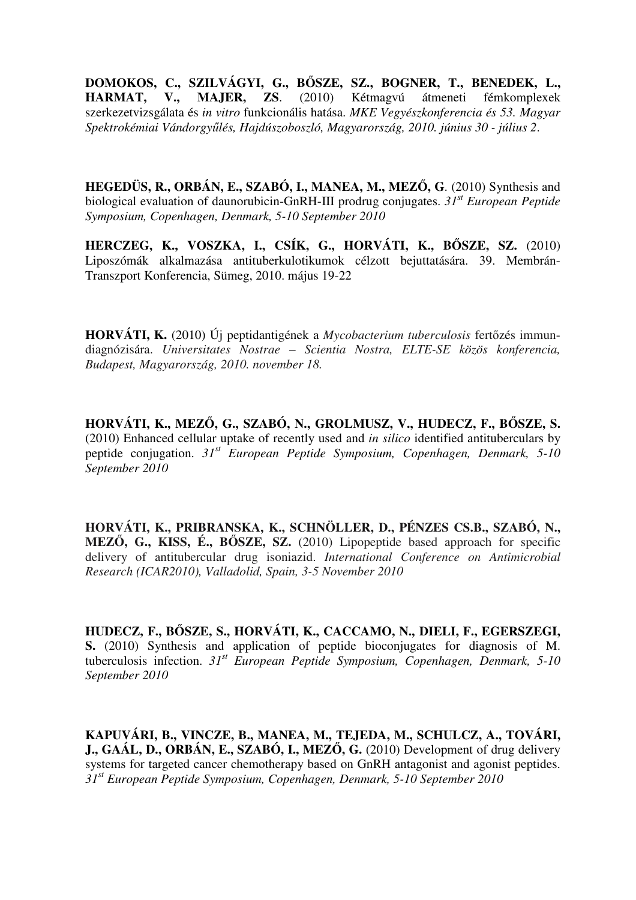**DOMOKOS, C., SZILVÁGYI, G., BŐSZE, SZ., BOGNER, T., BENEDEK, L., HARMAT, V., MAJER, ZS**. (2010) Kétmagvú átmeneti fémkomplexek szerkezetvizsgálata és *in vitro* funkcionális hatása. *MKE Vegyészkonferencia és 53. Magyar Spektrokémiai Vándorgyűlés, Hajdúszoboszló, Magyarország, 2010. június 30 - július 2*.

**HEGEDÜS, R., ORBÁN, E., SZABÓ, I., MANEA, M., MEZŐ, G**. (2010) Synthesis and biological evaluation of daunorubicin-GnRH-III prodrug conjugates. *31st European Peptide Symposium, Copenhagen, Denmark, 5-10 September 2010*

**HERCZEG, K., VOSZKA, I., CSÍK, G., HORVÁTI, K., BŐSZE, SZ.** (2010) Liposzómák alkalmazása antituberkulotikumok célzott bejuttatására. 39. Membrán-Transzport Konferencia, Sümeg, 2010. május 19-22

**HORVÁTI, K.** (2010) Új peptidantigének a *Mycobacterium tuberculosis* fertőzés immun-diagnózisára. *Universitates Nostrae – Scientia Nostra, ELTE-SE közös konferencia, Budapest, Magyarország, 2010. november 18.*

**HORVÁTI, K., MEZŐ, G., SZABÓ, N., GROLMUSZ, V., HUDECZ, F., BŐSZE, S.** (2010) Enhanced cellular uptake of recently used and *in silico* identified antituberculars by peptide conjugation. *31st European Peptide Symposium, Copenhagen, Denmark, 5-10 September 2010*

**HORVÁTI, K., PRIBRANSKA, K., SCHNÖLLER, D., PÉNZES CS.B., SZABÓ, N., MEZŐ, G., KISS, É., BŐSZE, SZ.** (2010) Lipopeptide based approach for specific delivery of antitubercular drug isoniazid. *International Conference on Antimicrobial Research (ICAR2010), Valladolid, Spain, 3-5 November 2010*

**HUDECZ, F., BŐSZE, S., HORVÁTI, K., CACCAMO, N., DIELI, F., EGERSZEGI, S.** (2010) Synthesis and application of peptide bioconjugates for diagnosis of M. tuberculosis infection. *31st European Peptide Symposium, Copenhagen, Denmark, 5-10 September 2010*

**KAPUVÁRI, B., VINCZE, B., MANEA, M., TEJEDA, M., SCHULCZ, A., TOVÁRI, J., GAÁL, D., ORBÁN, E., SZABÓ, I., MEZŐ, G.** (2010) Development of drug delivery systems for targeted cancer chemotherapy based on GnRH antagonist and agonist peptides. *31st European Peptide Symposium, Copenhagen, Denmark, 5-10 September 2010*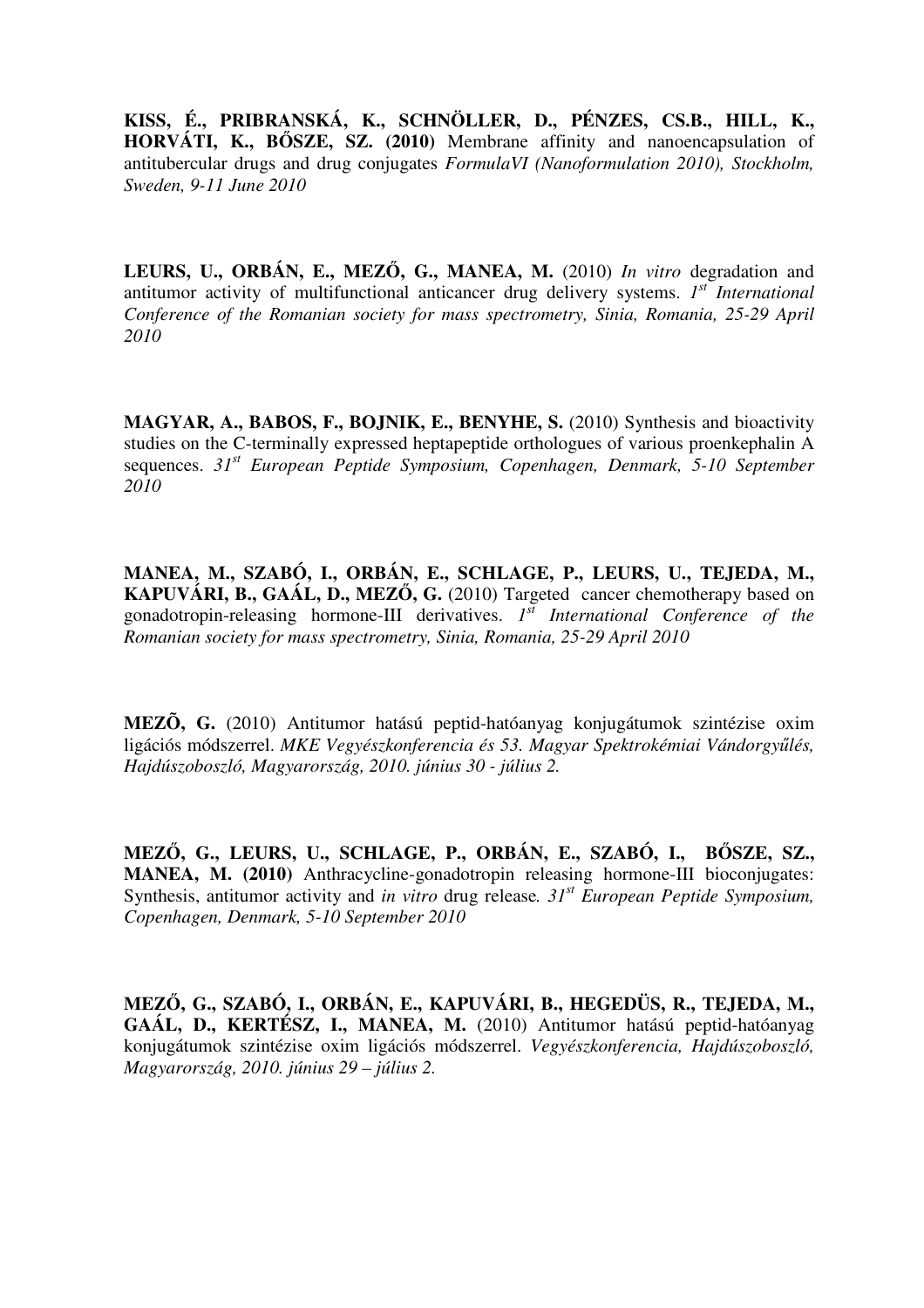**KISS, É., PRIBRANSKÁ, K., SCHNÖLLER, D., PÉNZES, CS.B., HILL, K., HORVÁTI, K., BŐSZE, SZ. (2010)** Membrane affinity and nanoencapsulation of antitubercular drugs and drug conjugates *FormulaVI (Nanoformulation 2010), Stockholm, Sweden, 9-11 June 2010*

**LEURS, U., ORBÁN, E., MEZŐ, G., MANEA, M.** (2010) *In vitro* degradation and antitumor activity of multifunctional anticancer drug delivery systems. *1st International Conference of the Romanian society for mass spectrometry, Sinia, Romania, 25-29 April 2010*

**MAGYAR, A., BABOS, F., BOJNIK, E., BENYHE, S.** (2010) Synthesis and bioactivity studies on the C-terminally expressed heptapeptide orthologues of various proenkephalin A sequences. *31st European Peptide Symposium, Copenhagen, Denmark, 5-10 September 2010*

**MANEA, M., SZABÓ, I., ORBÁN, E., SCHLAGE, P., LEURS, U., TEJEDA, M., KAPUVÁRI, B., GAÁL, D., MEZŐ, G.** (2010) Targeted cancer chemotherapy based on gonadotropin-releasing hormone-III derivatives. *1st International Conference of the Romanian society for mass spectrometry, Sinia, Romania, 25-29 April 2010*

**MEZÕ, G.** (2010) Antitumor hatású peptid-hatóanyag konjugátumok szintézise oxim ligációs módszerrel. *MKE Vegyészkonferencia és 53. Magyar Spektrokémiai Vándorgyűlés, Hajdúszoboszló, Magyarország, 2010. június 30 - július 2.*

**MEZŐ, G., LEURS, U., SCHLAGE, P., ORBÁN, E., SZABÓ, I., BŐSZE, SZ., MANEA, M. (2010)** Anthracycline-gonadotropin releasing hormone-III bioconjugates: Synthesis, antitumor activity and *in vitro* drug release. *31st European Peptide Symposium, Copenhagen, Denmark, 5-10 September 2010*

**MEZŐ, G., SZABÓ, I., ORBÁN, E., KAPUVÁRI, B., HEGEDÜS, R., TEJEDA, M., GAÁL, D., KERTÉSZ, I., MANEA, M.** (2010) Antitumor hatású peptid-hatóanyag konjugátumok szintézise oxim ligációs módszerrel. *Vegyészkonferencia, Hajdúszoboszló, Magyarország, 2010. június 29 – július 2.*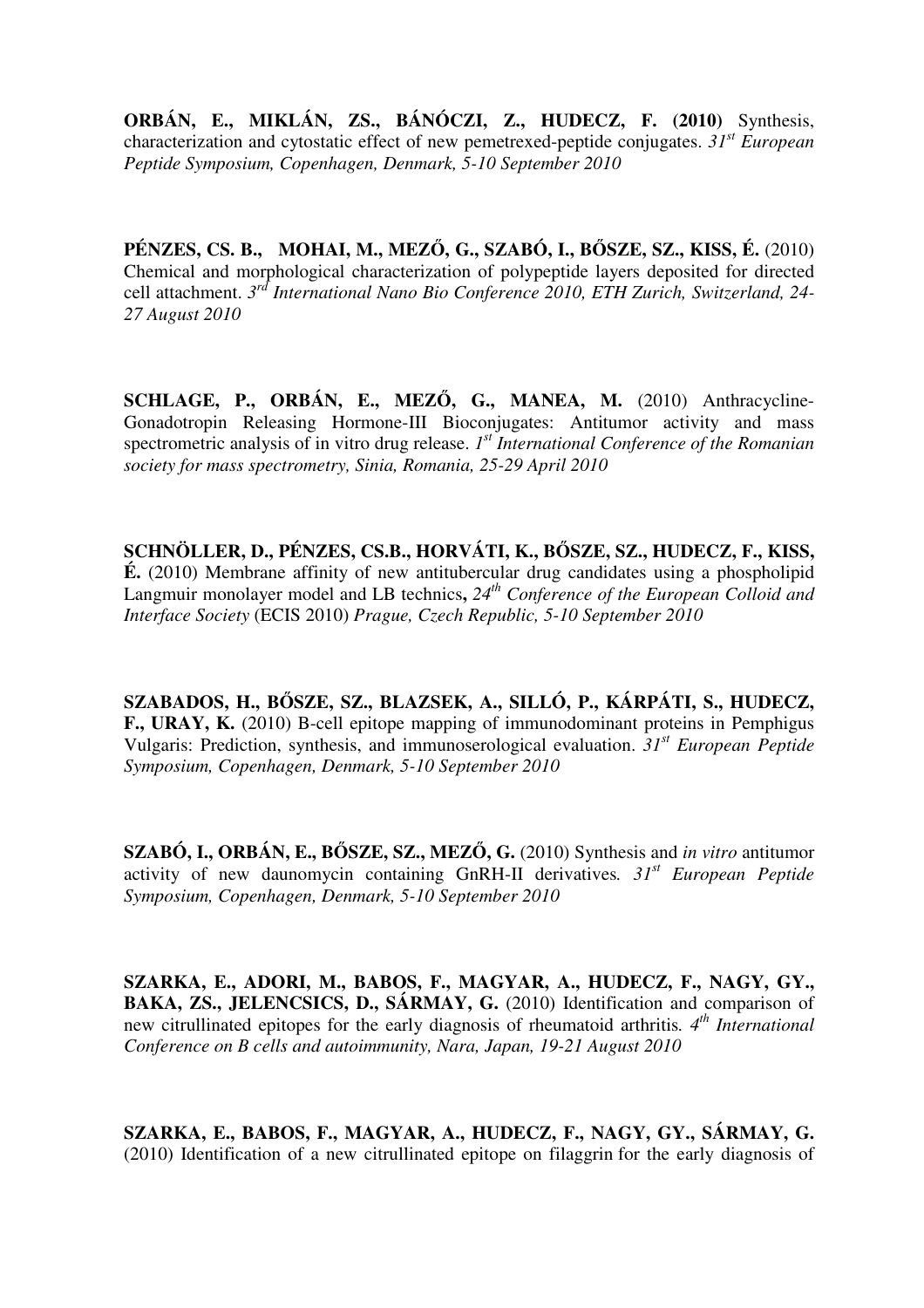**ORBÁN, E., MIKLÁN, ZS., BÁNÓCZI, Z., HUDECZ, F. (2010)** Synthesis, characterization and cytostatic effect of new pemetrexed-peptide conjugates. *31[st] European Peptide Symposium, Copenhagen, Denmark, 5-10 September 2010*

**PÉNZES, CS. B., MOHAI, M., MEZŐ, G., SZABÓ, I., BŐSZE, SZ., KISS, É.** (2010) Chemical and morphological characterization of polypeptide layers deposited for directed cell attachment. *3[rd] International Nano Bio Conference 2010, ETH Zurich, Switzerland, 24-27 August 2010*

**SCHLAGE, P., ORBÁN, E., MEZŐ, G., MANEA, M.** (2010) Anthracycline-Gonadotropin Releasing Hormone-III Bioconjugates: Antitumor activity and mass spectrometric analysis of in vitro drug release. *1[st] International Conference of the Romanian society for mass spectrometry, Sinia, Romania, 25-29 April 2010*

**SCHNÖLLER, D., PÉNZES, CS.B., HORVÁTI, K., BŐSZE, SZ., HUDECZ, F., KISS, É.** (2010) Membrane affinity of new antitubercular drug candidates using a phospholipid Langmuir monolayer model and LB technics**,** *24[th] Conference of the European Colloid and Interface Society* (ECIS 2010) *Prague, Czech Republic, 5-10 September 2010*

**SZABADOS, H., BŐSZE, SZ., BLAZSEK, A., SILLÓ, P., KÁRPÁTI, S., HUDECZ, F., URAY, K.** (2010) B-cell epitope mapping of immunodominant proteins in Pemphigus Vulgaris: Prediction, synthesis, and immunoserological evaluation. *31[st] European Peptide Symposium, Copenhagen, Denmark, 5-10 September 2010*

**SZABÓ, I., ORBÁN, E., BŐSZE, SZ., MEZŐ, G.** (2010) Synthesis and *in vitro* antitumor activity of new daunomycin containing GnRH-II derivatives*. 31[st] European Peptide Symposium, Copenhagen, Denmark, 5-10 September 2010*

**SZARKA, E., ADORI, M., BABOS, F., MAGYAR, A., HUDECZ, F., NAGY, GY., BAKA, ZS., JELENCSICS, D., SÁRMAY, G.** (2010) Identification and comparison of new citrullinated epitopes for the early diagnosis of rheumatoid arthritis*. 4[th] International Conference on B cells and autoimmunity, Nara, Japan, 19-21 August 2010*

**SZARKA, E., BABOS, F., MAGYAR, A., HUDECZ, F., NAGY, GY., SÁRMAY, G.** (2010) Identification of a new citrullinated epitope on filaggrin for the early diagnosis of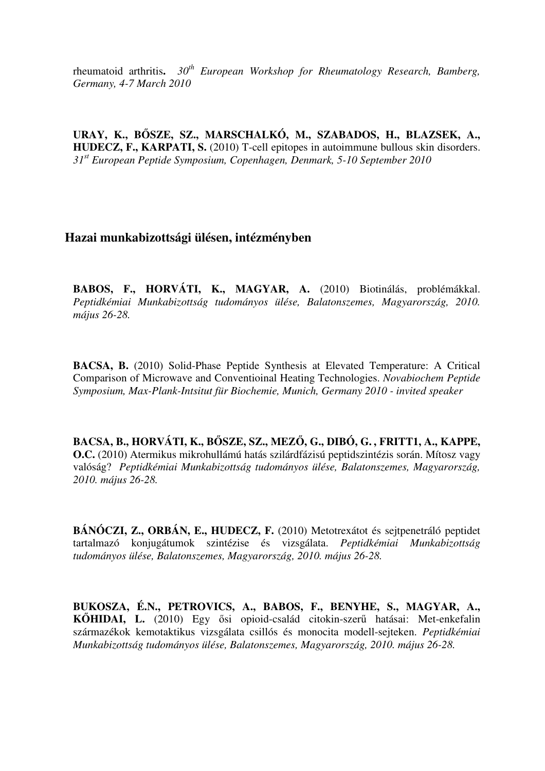rheumatoid arthritis**.** *30th European Workshop for Rheumatology Research, Bamberg, Germany, 4-7 March 2010*

**URAY, K., BŐSZE, SZ., MARSCHALKÓ, M., SZABADOS, H., BLAZSEK, A., HUDECZ, F., KARPATI, S.** (2010) T-cell epitopes in autoimmune bullous skin disorders. *31st European Peptide Symposium, Copenhagen, Denmark, 5-10 September 2010*

## Hazai munkabizottsági ülésen, intézményben

**BABOS, F., HORVÁTI, K., MAGYAR, A.** (2010) Biotinálás, problémákkal. *Peptidkémiai Munkabizottság tudományos ülése, Balatonszemes, Magyarország, 2010. május 26-28.*

**BACSA, B.** (2010) Solid-Phase Peptide Synthesis at Elevated Temperature: A Critical Comparison of Microwave and Conventioinal Heating Technologies. *Novabiochem Peptide Symposium, Max-Plank-Intsitut für Biochemie, Munich, Germany 2010 - invited speaker*

**BACSA, B., HORVÁTI, K., BŐSZE, SZ., MEZŐ, G., DIBÓ, G. , FRITT1, A., KAPPE, O.C.** (2010) Atermikus mikrohullámú hatás szilárdfázisú peptidszintézis során. Mítosz vagy valóság? *Peptidkémiai Munkabizottság tudományos ülése, Balatonszemes, Magyarország, 2010. május 26-28.*

**BÁNÓCZI, Z., ORBÁN, E., HUDECZ, F.** (2010) Metotrexátot és sejtpenetráló peptidet tartalmazó konjugátumok szintézise és vizsgálata. *Peptidkémiai Munkabizottság tudományos ülése, Balatonszemes, Magyarország, 2010. május 26-28.*

**BUKOSZA, É.N., PETROVICS, A., BABOS, F., BENYHE, S., MAGYAR, A., KŐHIDAI, L.** (2010) Egy ősi opioid-család citokin-szerű hatásai: Met-enkefalin származékok kemotaktikus vizsgálata csillós és monocita modell-sejteken. *Peptidkémiai Munkabizottság tudományos ülése, Balatonszemes, Magyarország, 2010. május 26-28.*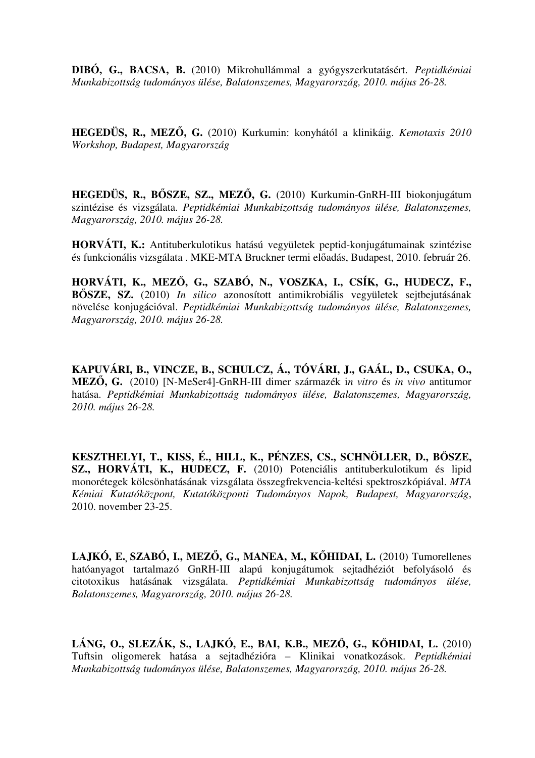**DIBÓ, G., BACSA, B.** (2010) Mikrohullámmal a gyógyszerkutatásért. *Peptidkémiai Munkabizottság tudományos ülése, Balatonszemes, Magyarország, 2010. május 26-28.*

**HEGEDÜS, R., MEZŐ, G.** (2010) Kurkumin: konyhától a klinikáig. *Kemotaxis 2010 Workshop, Budapest, Magyarország*

**HEGEDÜS, R., BŐSZE, SZ., MEZŐ, G.** (2010) Kurkumin-GnRH-III biokonjugátum szintézise és vizsgálata. *Peptidkémiai Munkabizottság tudományos ülése, Balatonszemes, Magyarország, 2010. május 26-28.*

**HORVÁTI, K.:** Antituberkulotikus hatású vegyületek peptid-konjugátumainak szintézise és funkcionális vizsgálata . MKE-MTA Bruckner termi előadás, Budapest, 2010. február 26.

**HORVÁTI, K., MEZŐ, G., SZABÓ, N., VOSZKA, I., CSÍK, G., HUDECZ, F., BŐSZE, SZ.** (2010) *In silico* azonosított antimikrobiális vegyületek sejtbejutásának növelése konjugációval. *Peptidkémiai Munkabizottság tudományos ülése, Balatonszemes, Magyarország, 2010. május 26-28.*

**KAPUVÁRI, B., VINCZE, B., SCHULCZ, Á., TÓVÁRI, J., GAÁL, D., CSUKA, O., MEZŐ, G.** (2010) [N-MeSer4]-GnRH-III dimer származék i*n vitro* és *in vivo* antitumor hatása. *Peptidkémiai Munkabizottság tudományos ülése, Balatonszemes, Magyarország, 2010. május 26-28.*

**KESZTHELYI, T., KISS, É., HILL, K., PÉNZES, CS., SCHNÖLLER, D., BŐSZE, SZ., HORVÁTI, K., HUDECZ, F.** (2010) Potenciális antituberkulotikum és lipid monorétegek kölcsönhatásának vizsgálata összegfrekvencia-keltési spektroszkópiával. *MTA Kémiai Kutatóközpont, Kutatóközponti Tudományos Napok, Budapest, Magyarország*, 2010. november 23-25.

**LAJKÓ, E., SZABÓ, I., MEZŐ, G., MANEA, M., KŐHIDAI, L.** (2010) Tumorellenes hatóanyagot tartalmazó GnRH-III alapú konjugátumok sejtadhéziót befolyásoló és citotoxikus hatásának vizsgálata. *Peptidkémiai Munkabizottság tudományos ülése, Balatonszemes, Magyarország, 2010. május 26-28.*

**LÁNG, O., SLEZÁK, S., LAJKÓ, E., BAI, K.B., MEZŐ, G., KŐHIDAI, L.** (2010) Tuftsin oligomerek hatása a sejtadhézióra – Klinikai vonatkozások. *Peptidkémiai Munkabizottság tudományos ülése, Balatonszemes, Magyarország, 2010. május 26-28.*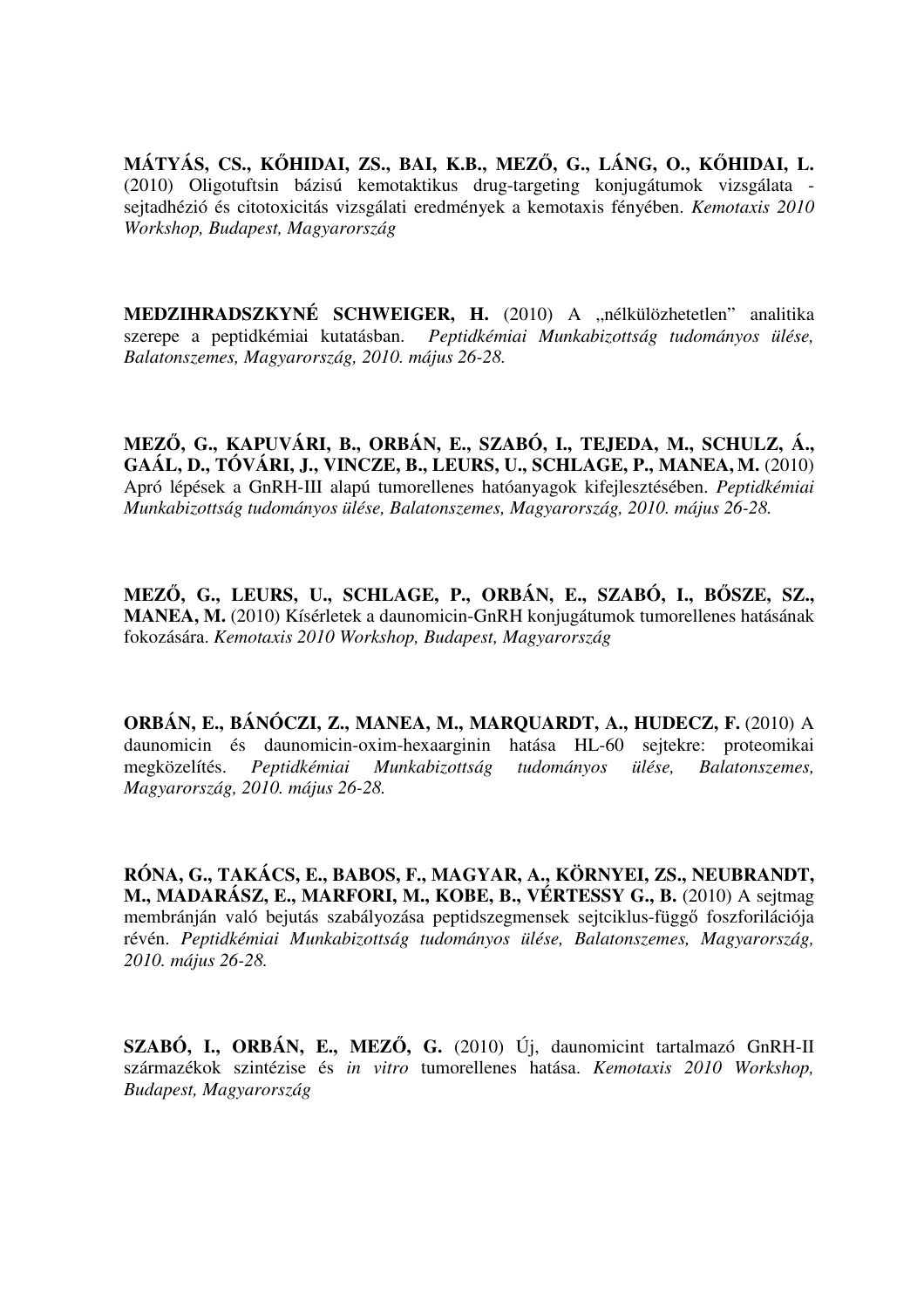**MÁTYÁS, CS., KŐHIDAI, ZS., BAI, K.B., MEZŐ, G., LÁNG, O., KŐHIDAI, L.** (2010) Oligotuftsin bázisú kemotaktikus drug-targeting konjugátumok vizsgálata - sejtadhézió és citotoxicitás vizsgálati eredmények a kemotaxis fényében. *Kemotaxis 2010 Workshop, Budapest, Magyarország*

**MEDZIHRADSZKYNÉ SCHWEIGER, H.** (2010) A „nélkülözhetetlen" analitika szerepe a peptidkémiai kutatásban. *Peptidkémiai Munkabizottság tudományos ülése, Balatonszemes, Magyarország, 2010. május 26-28.*

**MEZŐ, G., KAPUVÁRI, B., ORBÁN, E., SZABÓ, I., TEJEDA, M., SCHULZ, Á., GAÁL, D., TÓVÁRI, J., VINCZE, B., LEURS, U., SCHLAGE, P., MANEA, M.** (2010) Apró lépések a GnRH-III alapú tumorellenes hatóanyagok kifejlesztésében. *Peptidkémiai Munkabizottság tudományos ülése, Balatonszemes, Magyarország, 2010. május 26-28.*

**MEZŐ, G., LEURS, U., SCHLAGE, P., ORBÁN, E., SZABÓ, I., BŐSZE, SZ., MANEA, M.** (2010) Kísérletek a daunomicin-GnRH konjugátumok tumorellenes hatásának fokozására. *Kemotaxis 2010 Workshop, Budapest, Magyarország*

**ORBÁN, E., BÁNÓCZI, Z., MANEA, M., MARQUARDT, A., HUDECZ, F.** (2010) A daunomicin és daunomicin-oxim-hexaarginin hatása HL-60 sejtekre: proteomikai megközelítés. *Peptidkémiai Munkabizottság tudományos ülése, Balatonszemes, Magyarország, 2010. május 26-28.*

**RÓNA, G., TAKÁCS, E., BABOS, F., MAGYAR, A., KÖRNYEI, ZS., NEUBRANDT, M., MADARÁSZ, E., MARFORI, M., KOBE, B., VÉRTESSY G., B.** (2010) A sejtmag membránján való bejutás szabályozása peptidszegmensek sejtciklus-függő foszforilációja révén. *Peptidkémiai Munkabizottság tudományos ülése, Balatonszemes, Magyarország, 2010. május 26-28.*

**SZABÓ, I., ORBÁN, E., MEZŐ, G.** (2010) Új, daunomicint tartalmazó GnRH-II származékok szintézise és *in vitro* tumorellenes hatása. *Kemotaxis 2010 Workshop, Budapest, Magyarország*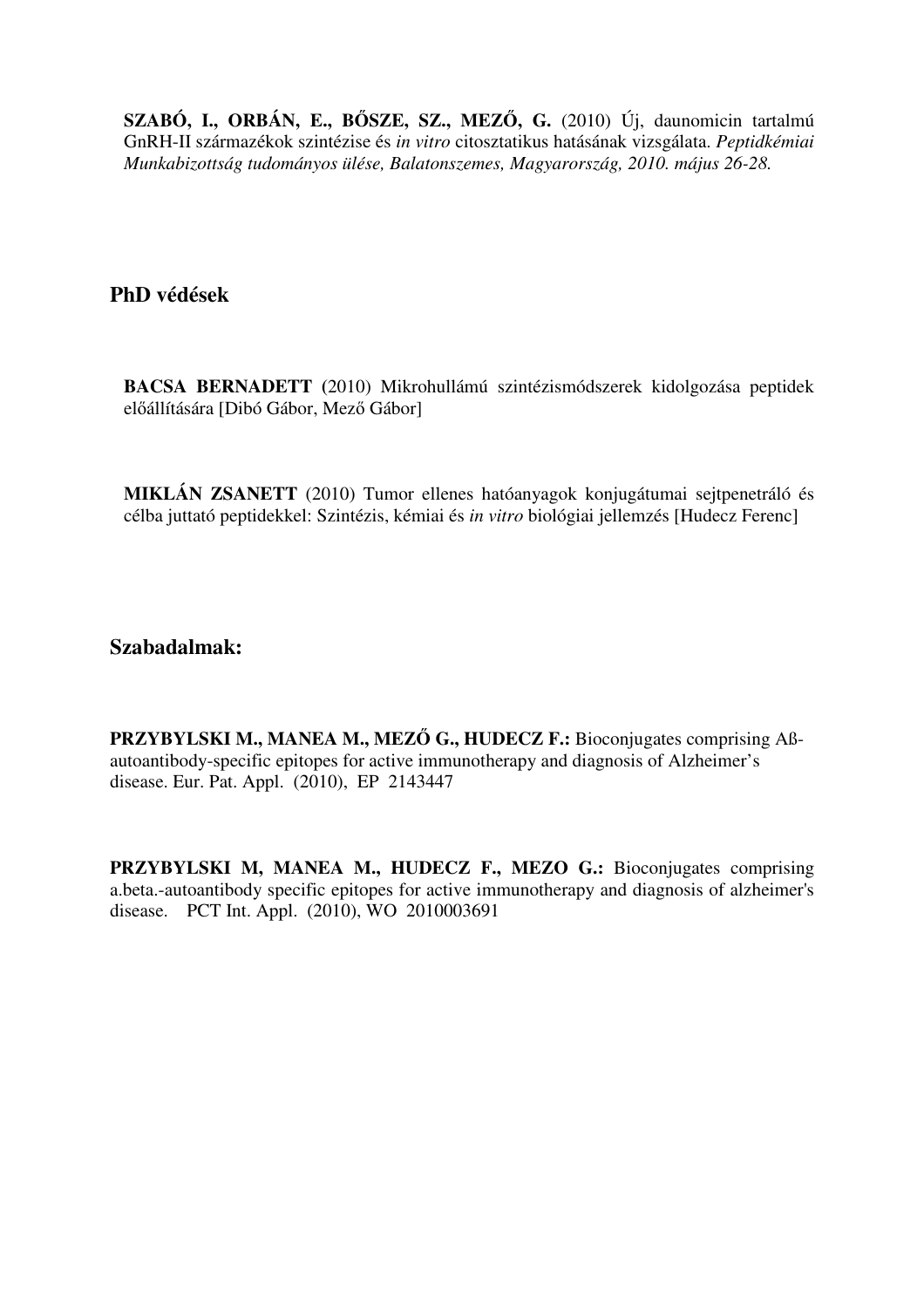**SZABÓ, I., ORBÁN, E., BŐSZE, SZ., MEZŐ, G.** (2010) Új, daunomicin tartalmú GnRH-II származékok szintézise és *in vitro* citosztatikus hatásának vizsgálata. *Peptidkémiai Munkabizottság tudományos ülése, Balatonszemes, Magyarország, 2010. május 26-28.*

## PhD védések

**BACSA BERNADETT** (2010) Mikrohullámú szintézismódszerek kidolgozása peptidek előállítására [Dibó Gábor, Mező Gábor]

**MIKLÁN ZSANETT** (2010) Tumor ellenes hatóanyagok konjugátumai sejtpenetráló és célba juttató peptidekkel: Szintézis, kémiai és *in vitro* biológiai jellemzés [Hudecz Ferenc]

## Szabadalmak:

**PRZYBYLSKI M., MANEA M., MEZŐ G., HUDECZ F.:** Bioconjugates comprising Aß-autoantibody-specific epitopes for active immunotherapy and diagnosis of Alzheimer's disease. Eur. Pat. Appl. (2010), EP 2143447

**PRZYBYLSKI M, MANEA M., HUDECZ F., MEZO G.:** Bioconjugates comprising a.beta.-autoantibody specific epitopes for active immunotherapy and diagnosis of alzheimer's disease. PCT Int. Appl. (2010), WO 2010003691